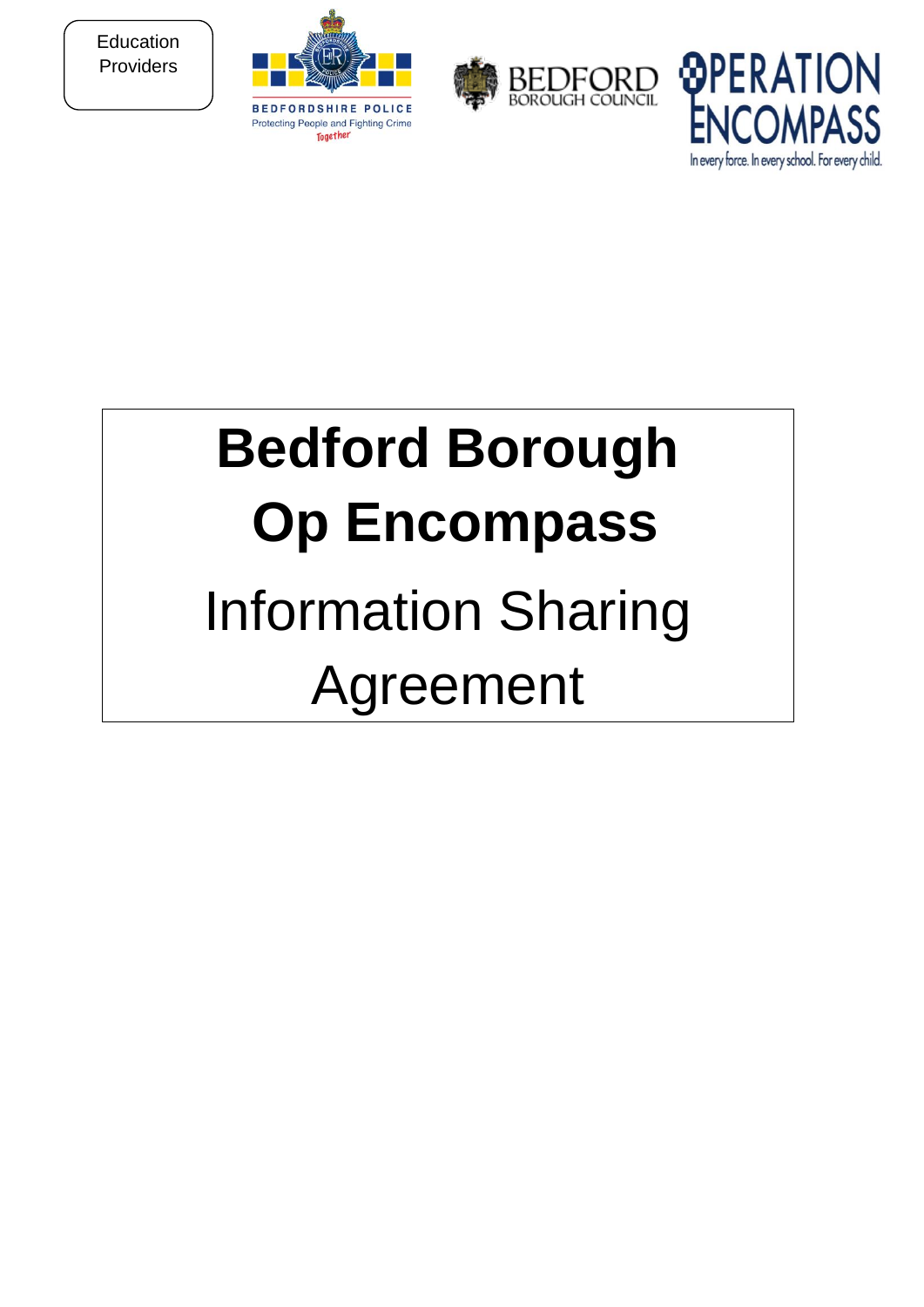Education Providers

# Bedford Borough

# Op Encompass

Information Sharing Agreement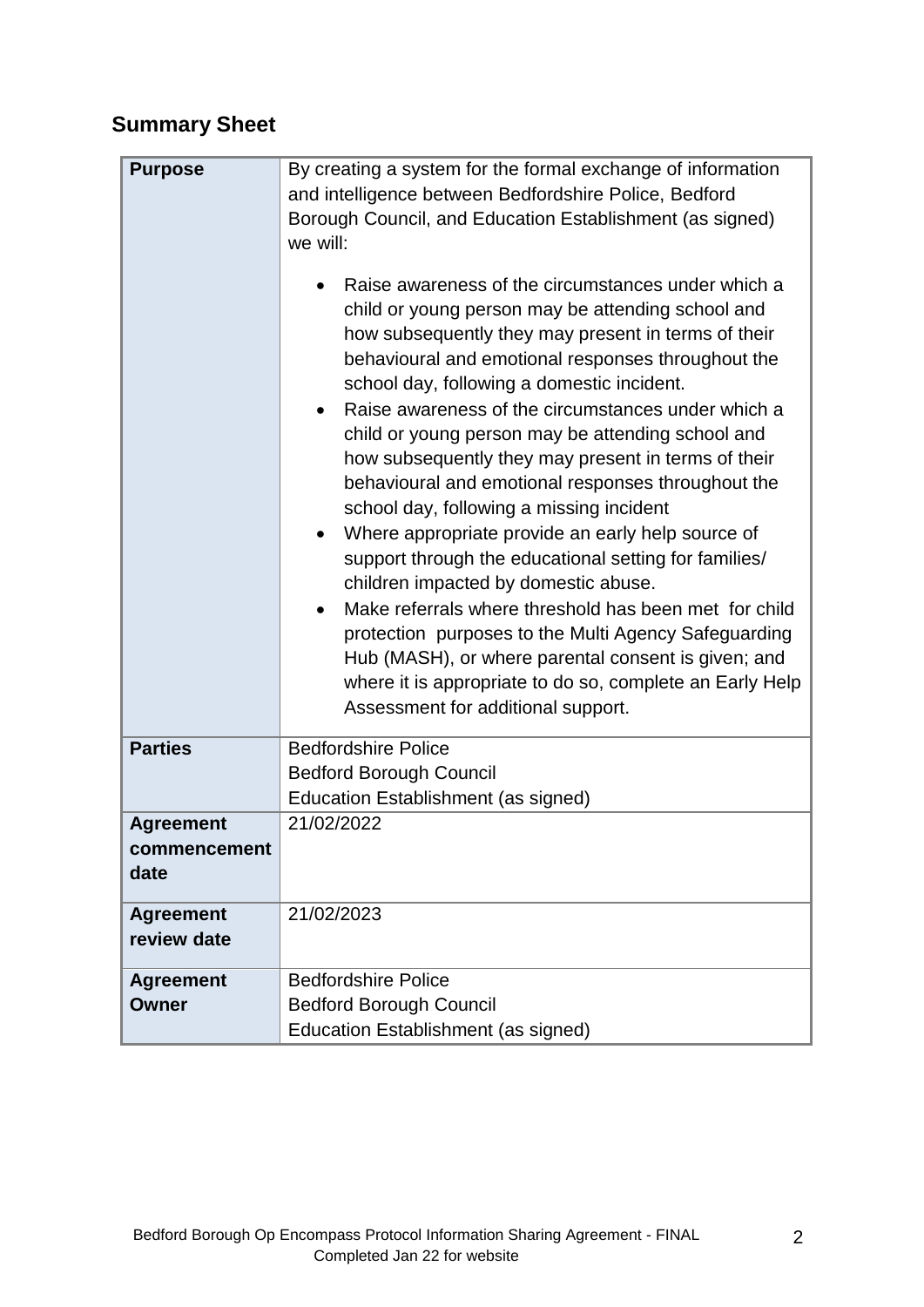## Summary Sheet

| | |
|---|---|
| **Purpose** | By creating a system for the formal exchange of information and intelligence between Bedfordshire Police, Bedford Borough Council, and Education Establishment (as signed) we will:<br><br>• Raise awareness of the circumstances under which a child or young person may be attending school and how subsequently they may present in terms of their behavioural and emotional responses throughout the school day, following a domestic incident.<br>• Raise awareness of the circumstances under which a child or young person may be attending school and how subsequently they may present in terms of their behavioural and emotional responses throughout the school day, following a missing incident<br>• Where appropriate provide an early help source of support through the educational setting for families/ children impacted by domestic abuse.<br>• Make referrals where threshold has been met for child protection purposes to the Multi Agency Safeguarding Hub (MASH), or where parental consent is given; and where it is appropriate to do so, complete an Early Help Assessment for additional support. |
| **Parties** | Bedfordshire Police<br>Bedford Borough Council<br>Education Establishment (as signed) |
| **Agreement commencement date** | 21/02/2022 |
| **Agreement review date** | 21/02/2023 |
| **Agreement Owner** | Bedfordshire Police<br>Bedford Borough Council<br>Education Establishment (as signed) |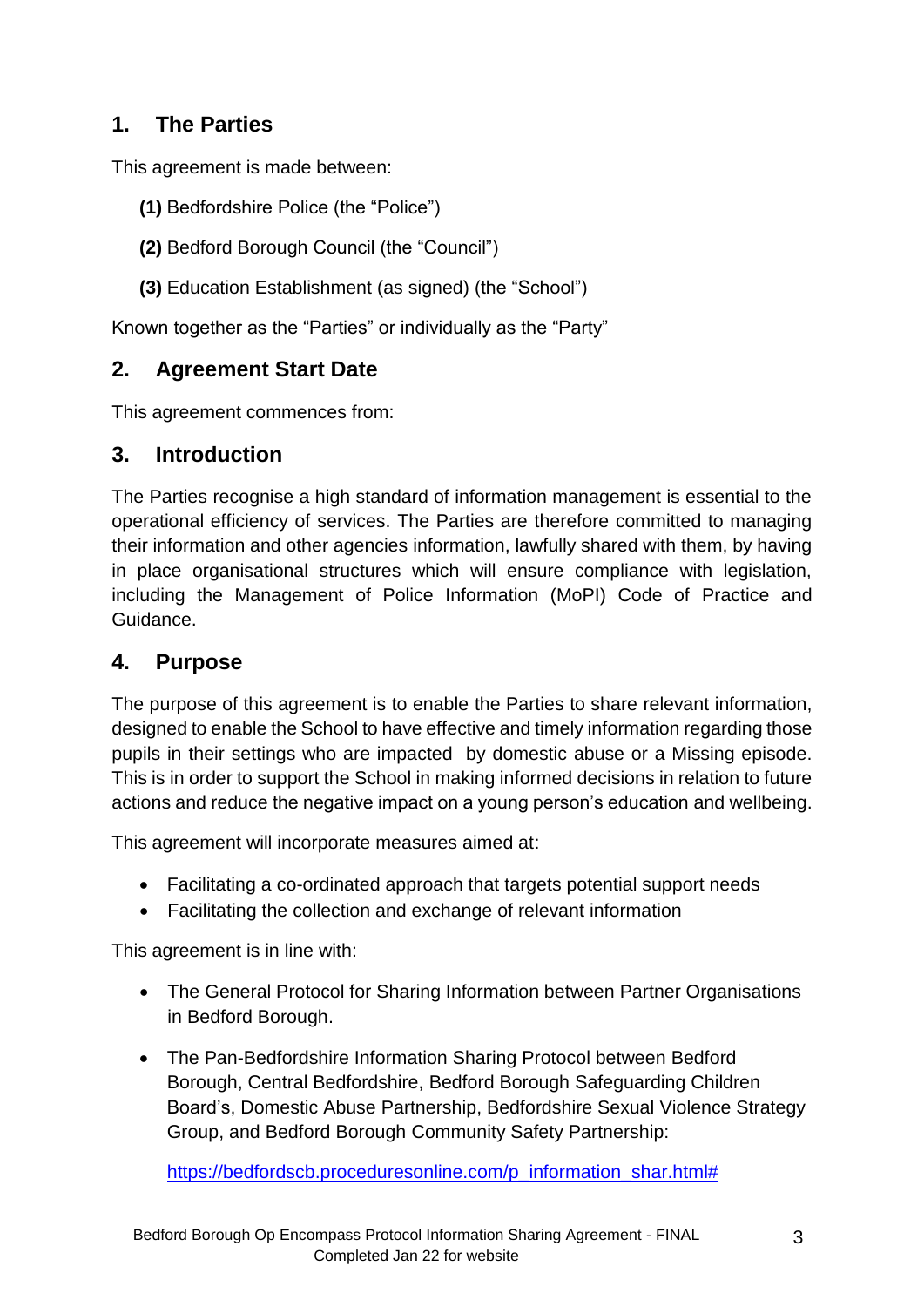## 1. The Parties

This agreement is made between:

**(1)** Bedfordshire Police (the "Police")

**(2)** Bedford Borough Council (the "Council")

**(3)** Education Establishment (as signed) (the "School")

Known together as the "Parties" or individually as the "Party"

## 2. Agreement Start Date

This agreement commences from:

## 3. Introduction

The Parties recognise a high standard of information management is essential to the operational efficiency of services. The Parties are therefore committed to managing their information and other agencies information, lawfully shared with them, by having in place organisational structures which will ensure compliance with legislation, including the Management of Police Information (MoPI) Code of Practice and Guidance.

## 4. Purpose

The purpose of this agreement is to enable the Parties to share relevant information, designed to enable the School to have effective and timely information regarding those pupils in their settings who are impacted by domestic abuse or a Missing episode. This is in order to support the School in making informed decisions in relation to future actions and reduce the negative impact on a young person's education and wellbeing.

This agreement will incorporate measures aimed at:

- Facilitating a co-ordinated approach that targets potential support needs
- Facilitating the collection and exchange of relevant information

This agreement is in line with:

- The General Protocol for Sharing Information between Partner Organisations in Bedford Borough.

- The Pan-Bedfordshire Information Sharing Protocol between Bedford Borough, Central Bedfordshire, Bedford Borough Safeguarding Children Board's, Domestic Abuse Partnership, Bedfordshire Sexual Violence Strategy Group, and Bedford Borough Community Safety Partnership:

  https://bedfordscb.proceduresonline.com/p_information_shar.html#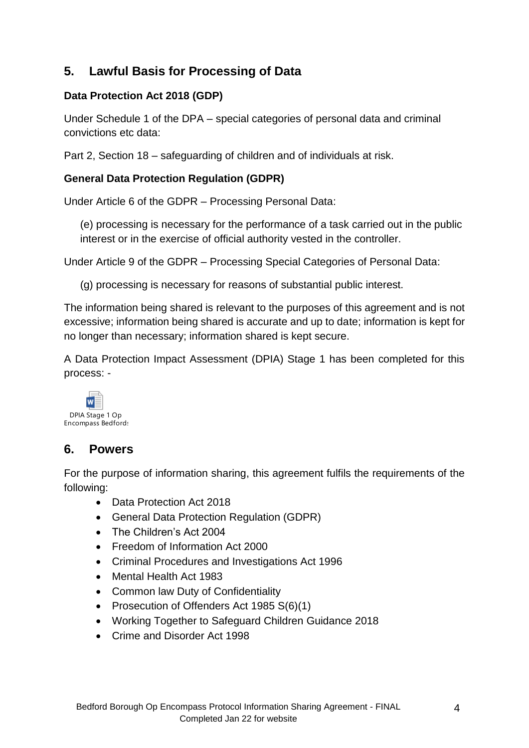## 5. Lawful Basis for Processing of Data

**Data Protection Act 2018 (GDP)**

Under Schedule 1 of the DPA – special categories of personal data and criminal convictions etc data:

Part 2, Section 18 – safeguarding of children and of individuals at risk.

**General Data Protection Regulation (GDPR)**

Under Article 6 of the GDPR – Processing Personal Data:

(e) processing is necessary for the performance of a task carried out in the public interest or in the exercise of official authority vested in the controller.

Under Article 9 of the GDPR – Processing Special Categories of Personal Data:

(g) processing is necessary for reasons of substantial public interest.

The information being shared is relevant to the purposes of this agreement and is not excessive; information being shared is accurate and up to date; information is kept for no longer than necessary; information shared is kept secure.

A Data Protection Impact Assessment (DPIA) Stage 1 has been completed for this process: -

DPIA Stage 1 Op Encompass Bedford:

## 6. Powers

For the purpose of information sharing, this agreement fulfils the requirements of the following:

- Data Protection Act 2018
- General Data Protection Regulation (GDPR)
- The Children's Act 2004
- Freedom of Information Act 2000
- Criminal Procedures and Investigations Act 1996
- Mental Health Act 1983
- Common law Duty of Confidentiality
- Prosecution of Offenders Act 1985 S(6)(1)
- Working Together to Safeguard Children Guidance 2018
- Crime and Disorder Act 1998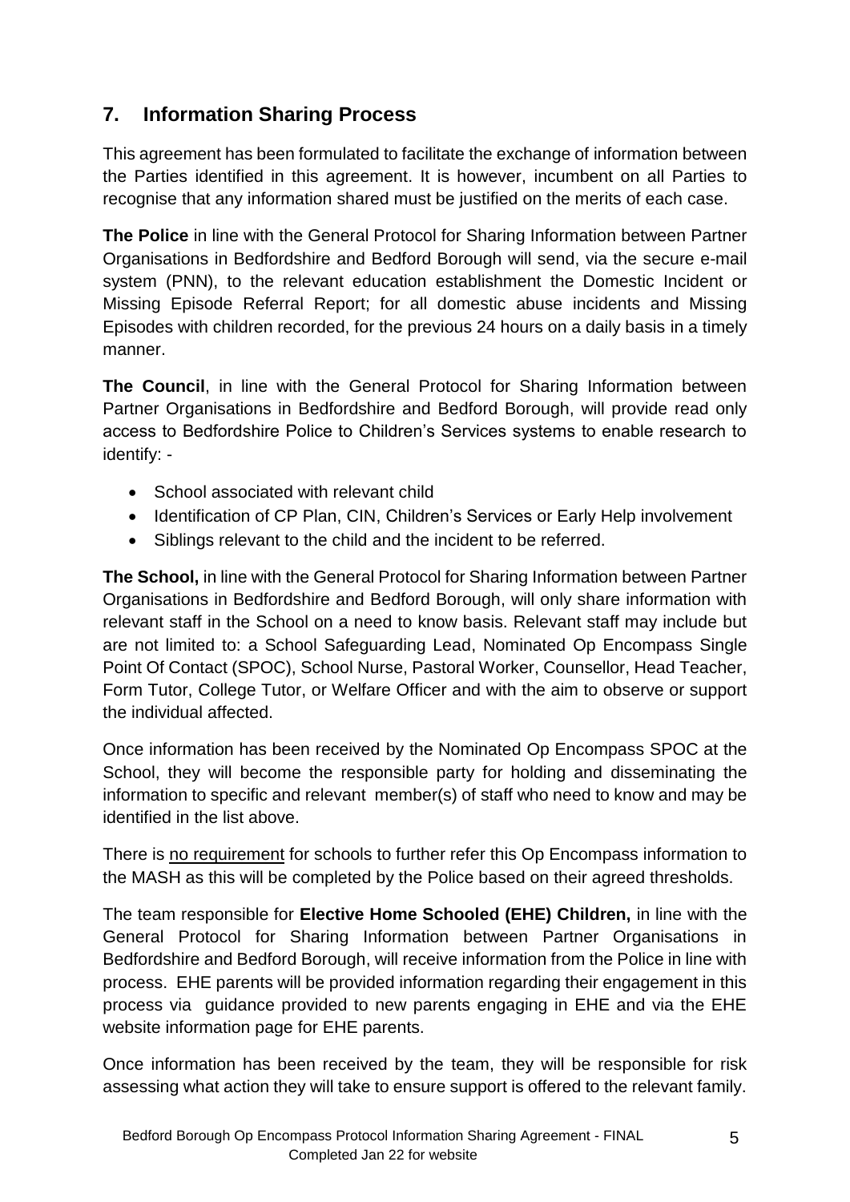## 7. Information Sharing Process

This agreement has been formulated to facilitate the exchange of information between the Parties identified in this agreement. It is however, incumbent on all Parties to recognise that any information shared must be justified on the merits of each case.

**The Police** in line with the General Protocol for Sharing Information between Partner Organisations in Bedfordshire and Bedford Borough will send, via the secure e-mail system (PNN), to the relevant education establishment the Domestic Incident or Missing Episode Referral Report; for all domestic abuse incidents and Missing Episodes with children recorded, for the previous 24 hours on a daily basis in a timely manner.

**The Council**, in line with the General Protocol for Sharing Information between Partner Organisations in Bedfordshire and Bedford Borough, will provide read only access to Bedfordshire Police to Children's Services systems to enable research to identify: -

- School associated with relevant child
- Identification of CP Plan, CIN, Children's Services or Early Help involvement
- Siblings relevant to the child and the incident to be referred.

**The School,** in line with the General Protocol for Sharing Information between Partner Organisations in Bedfordshire and Bedford Borough, will only share information with relevant staff in the School on a need to know basis. Relevant staff may include but are not limited to: a School Safeguarding Lead, Nominated Op Encompass Single Point Of Contact (SPOC), School Nurse, Pastoral Worker, Counsellor, Head Teacher, Form Tutor, College Tutor, or Welfare Officer and with the aim to observe or support the individual affected.

Once information has been received by the Nominated Op Encompass SPOC at the School, they will become the responsible party for holding and disseminating the information to specific and relevant member(s) of staff who need to know and may be identified in the list above.

There is no requirement for schools to further refer this Op Encompass information to the MASH as this will be completed by the Police based on their agreed thresholds.

The team responsible for **Elective Home Schooled (EHE) Children,** in line with the General Protocol for Sharing Information between Partner Organisations in Bedfordshire and Bedford Borough, will receive information from the Police in line with process. EHE parents will be provided information regarding their engagement in this process via guidance provided to new parents engaging in EHE and via the EHE website information page for EHE parents.

Once information has been received by the team, they will be responsible for risk assessing what action they will take to ensure support is offered to the relevant family.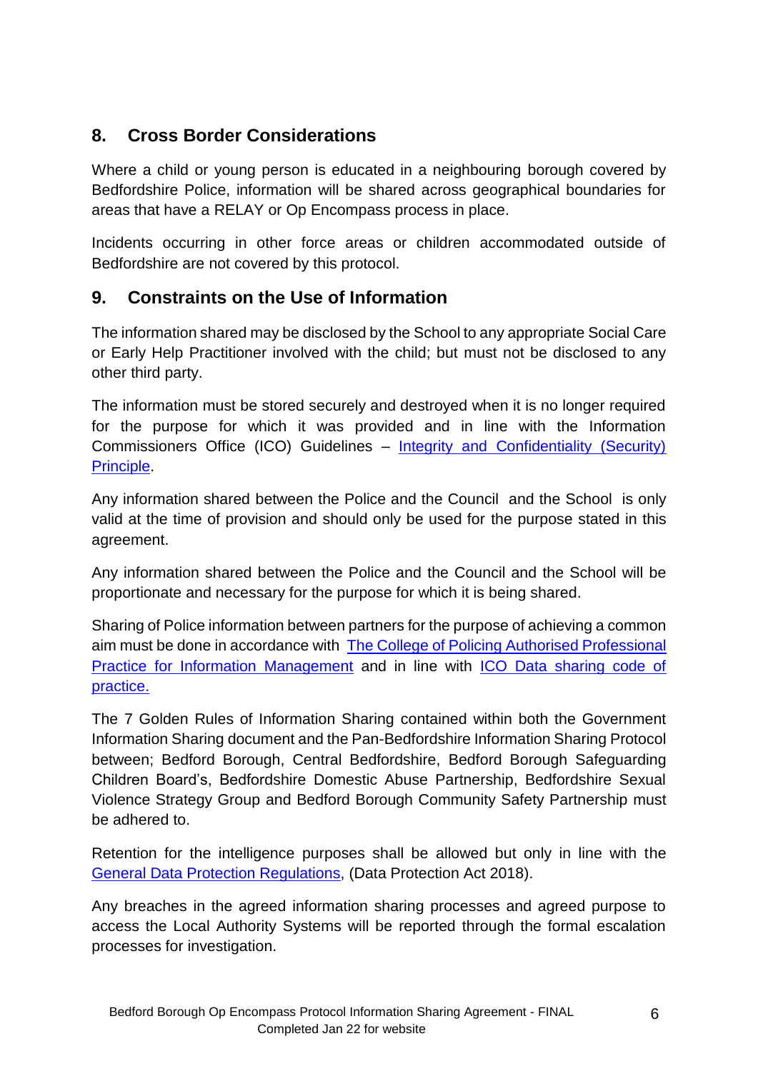## 8. Cross Border Considerations

Where a child or young person is educated in a neighbouring borough covered by Bedfordshire Police, information will be shared across geographical boundaries for areas that have a RELAY or Op Encompass process in place.

Incidents occurring in other force areas or children accommodated outside of Bedfordshire are not covered by this protocol.

## 9. Constraints on the Use of Information

The information shared may be disclosed by the School to any appropriate Social Care or Early Help Practitioner involved with the child; but must not be disclosed to any other third party.

The information must be stored securely and destroyed when it is no longer required for the purpose for which it was provided and in line with the Information Commissioners Office (ICO) Guidelines – Integrity and Confidentiality (Security) Principle.

Any information shared between the Police and the Council and the School is only valid at the time of provision and should only be used for the purpose stated in this agreement.

Any information shared between the Police and the Council and the School will be proportionate and necessary for the purpose for which it is being shared.

Sharing of Police information between partners for the purpose of achieving a common aim must be done in accordance with The College of Policing Authorised Professional Practice for Information Management and in line with ICO Data sharing code of practice.

The 7 Golden Rules of Information Sharing contained within both the Government Information Sharing document and the Pan-Bedfordshire Information Sharing Protocol between; Bedford Borough, Central Bedfordshire, Bedford Borough Safeguarding Children Board's, Bedfordshire Domestic Abuse Partnership, Bedfordshire Sexual Violence Strategy Group and Bedford Borough Community Safety Partnership must be adhered to.

Retention for the intelligence purposes shall be allowed but only in line with the General Data Protection Regulations, (Data Protection Act 2018).

Any breaches in the agreed information sharing processes and agreed purpose to access the Local Authority Systems will be reported through the formal escalation processes for investigation.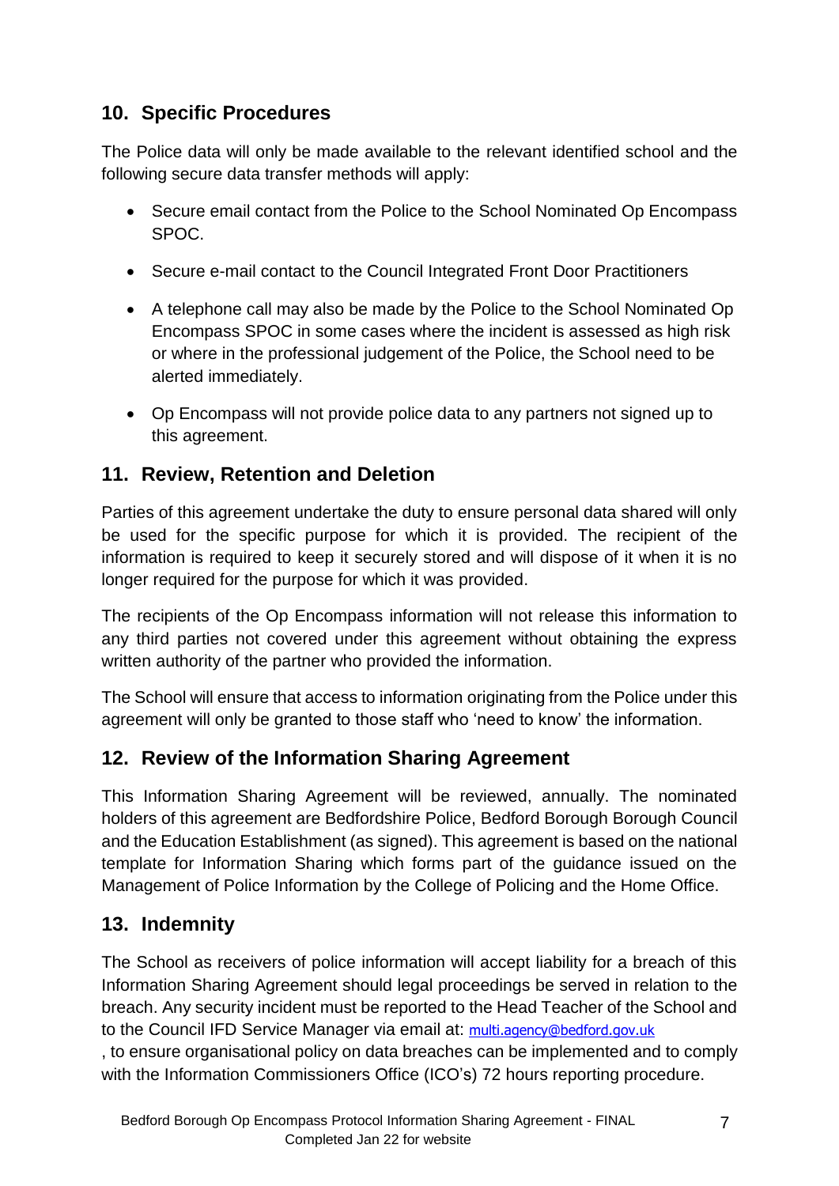## 10. Specific Procedures

The Police data will only be made available to the relevant identified school and the following secure data transfer methods will apply:

- Secure email contact from the Police to the School Nominated Op Encompass SPOC.
- Secure e-mail contact to the Council Integrated Front Door Practitioners
- A telephone call may also be made by the Police to the School Nominated Op Encompass SPOC in some cases where the incident is assessed as high risk or where in the professional judgement of the Police, the School need to be alerted immediately.
- Op Encompass will not provide police data to any partners not signed up to this agreement.

## 11. Review, Retention and Deletion

Parties of this agreement undertake the duty to ensure personal data shared will only be used for the specific purpose for which it is provided. The recipient of the information is required to keep it securely stored and will dispose of it when it is no longer required for the purpose for which it was provided.

The recipients of the Op Encompass information will not release this information to any third parties not covered under this agreement without obtaining the express written authority of the partner who provided the information.

The School will ensure that access to information originating from the Police under this agreement will only be granted to those staff who 'need to know' the information.

## 12. Review of the Information Sharing Agreement

This Information Sharing Agreement will be reviewed, annually. The nominated holders of this agreement are Bedfordshire Police, Bedford Borough Borough Council and the Education Establishment (as signed). This agreement is based on the national template for Information Sharing which forms part of the guidance issued on the Management of Police Information by the College of Policing and the Home Office.

## 13. Indemnity

The School as receivers of police information will accept liability for a breach of this Information Sharing Agreement should legal proceedings be served in relation to the breach. Any security incident must be reported to the Head Teacher of the School and to the Council IFD Service Manager via email at: multi.agency@bedford.gov.uk
, to ensure organisational policy on data breaches can be implemented and to comply with the Information Commissioners Office (ICO's) 72 hours reporting procedure.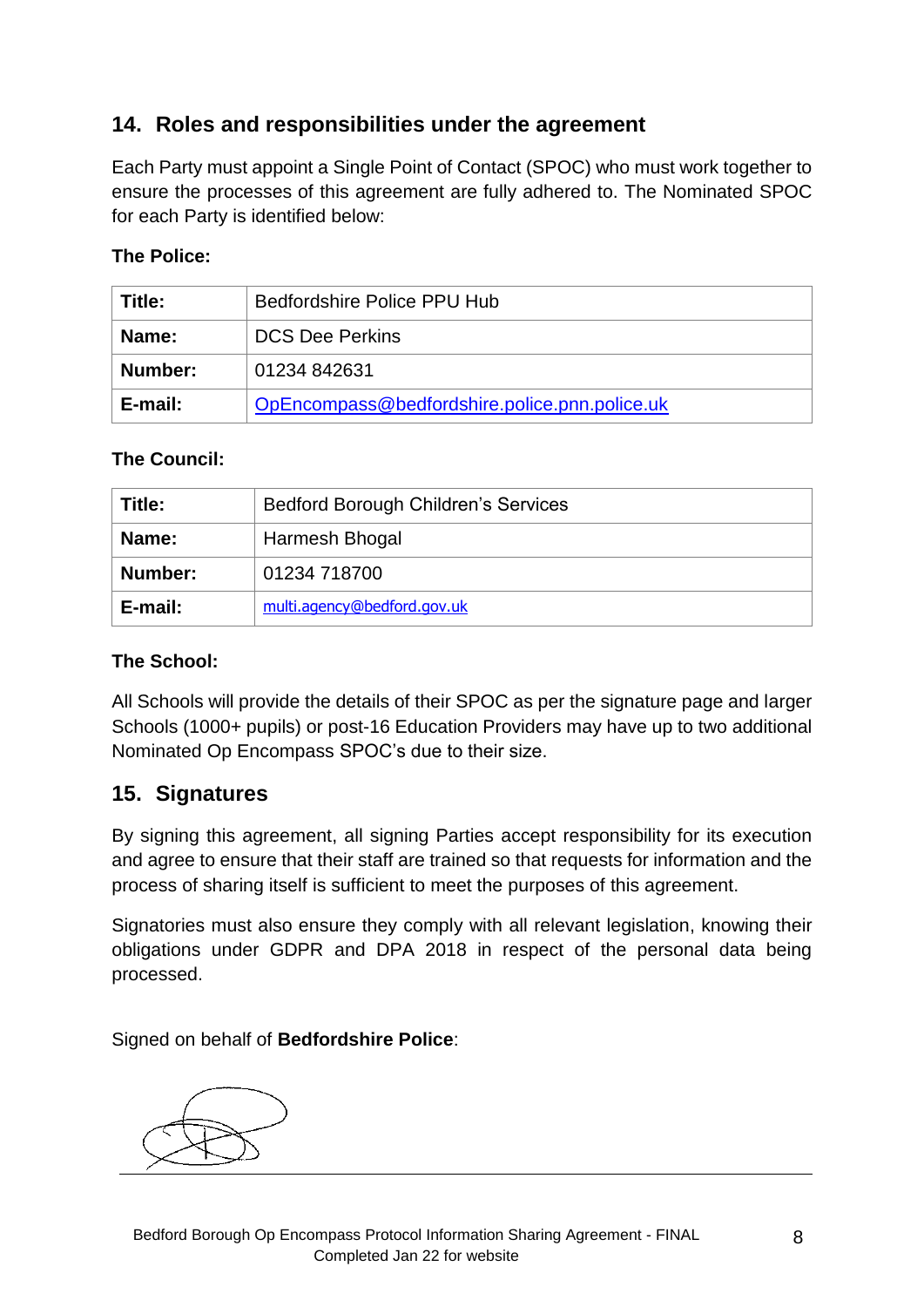## 14. Roles and responsibilities under the agreement

Each Party must appoint a Single Point of Contact (SPOC) who must work together to ensure the processes of this agreement are fully adhered to. The Nominated SPOC for each Party is identified below:

**The Police:**

| **Title:** | Bedfordshire Police PPU Hub |
|---|---|
| **Name:** | DCS Dee Perkins |
| **Number:** | 01234 842631 |
| **E-mail:** | OpEncompass@bedfordshire.police.pnn.police.uk |

**The Council:**

| **Title:** | Bedford Borough Children's Services |
|---|---|
| **Name:** | Harmesh Bhogal |
| **Number:** | 01234 718700 |
| **E-mail:** | multi.agency@bedford.gov.uk |

**The School:**

All Schools will provide the details of their SPOC as per the signature page and larger Schools (1000+ pupils) or post-16 Education Providers may have up to two additional Nominated Op Encompass SPOC's due to their size.

## 15. Signatures

By signing this agreement, all signing Parties accept responsibility for its execution and agree to ensure that their staff are trained so that requests for information and the process of sharing itself is sufficient to meet the purposes of this agreement.

Signatories must also ensure they comply with all relevant legislation, knowing their obligations under GDPR and DPA 2018 in respect of the personal data being processed.

Signed on behalf of **Bedfordshire Police**:

\_\_\_\_\_\_\_\_\_\_\_\_\_\_\_\_\_\_\_\_\_\_\_\_\_\_\_\_\_\_\_\_\_\_\_\_\_\_\_\_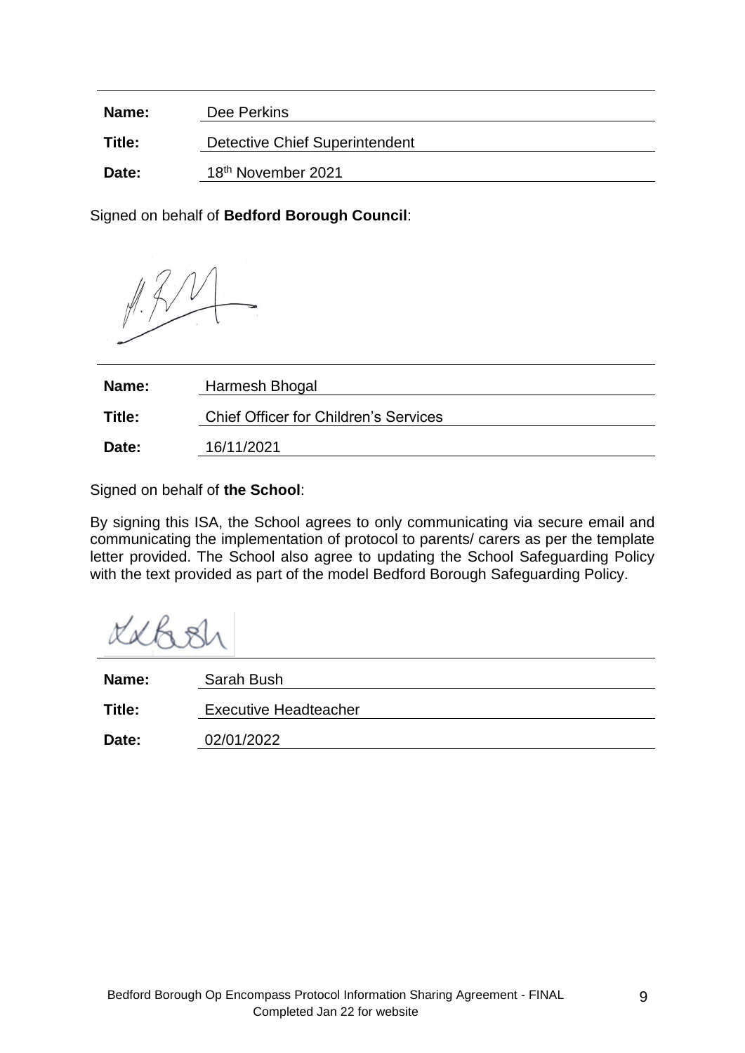| | |
|---|---|
| **Name:** | Dee Perkins |
| **Title:** | Detective Chief Superintendent |
| **Date:** | 18th November 2021 |

Signed on behalf of **Bedford Borough Council**:

| | |
|---|---|
| **Name:** | Harmesh Bhogal |
| **Title:** | Chief Officer for Children's Services |
| **Date:** | 16/11/2021 |

Signed on behalf of **the School**:

By signing this ISA, the School agrees to only communicating via secure email and communicating the implementation of protocol to parents/ carers as per the template letter provided. The School also agree to updating the School Safeguarding Policy with the text provided as part of the model Bedford Borough Safeguarding Policy.

| | |
|---|---|
| **Name:** | Sarah Bush |
| **Title:** | Executive Headteacher |
| **Date:** | 02/01/2022 |